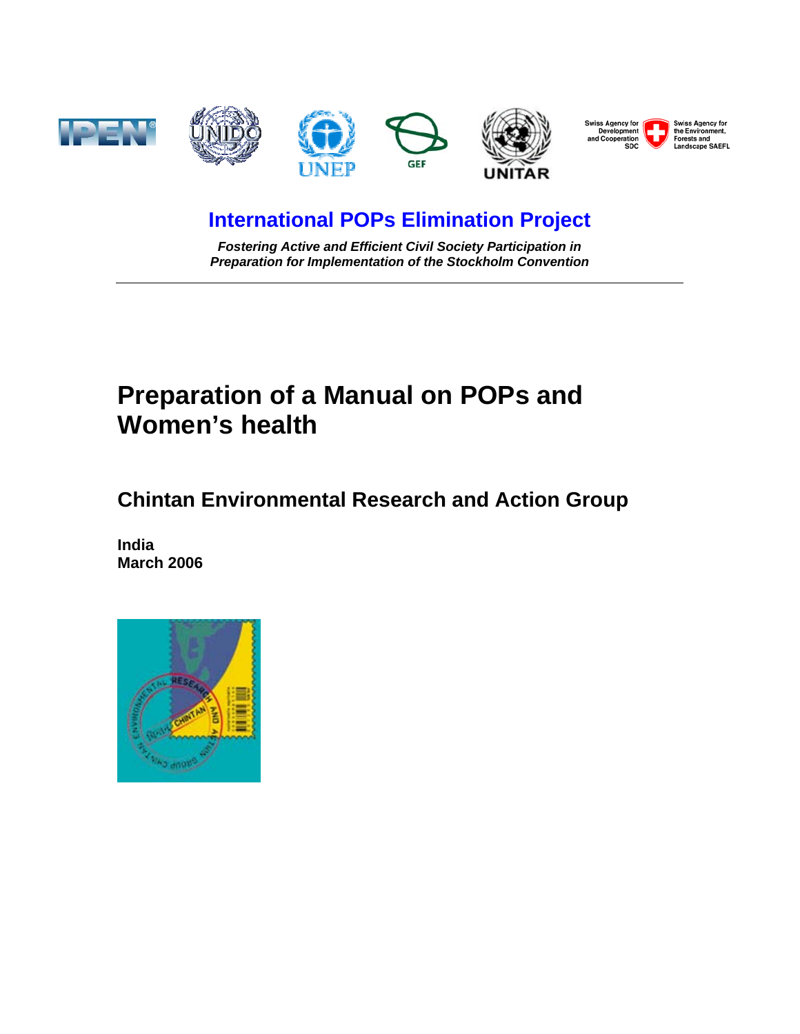## International POPs Elimination Project

***Fostering Active and Efficient Civil Society Participation in Preparation for Implementation of the Stockholm Convention***

# Preparation of a Manual on POPs and Women's health

## Chintan Environmental Research and Action Group

**India**
**March 2006**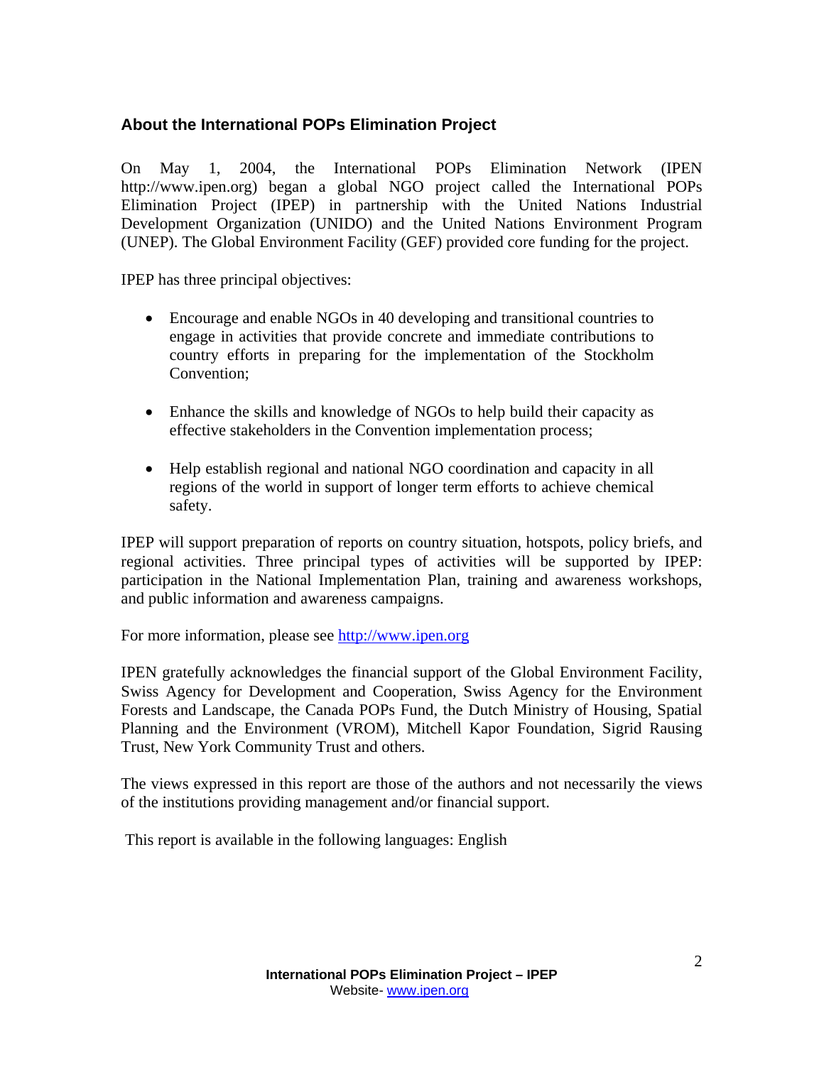## About the International POPs Elimination Project

On May 1, 2004, the International POPs Elimination Network (IPEN http://www.ipen.org) began a global NGO project called the International POPs Elimination Project (IPEP) in partnership with the United Nations Industrial Development Organization (UNIDO) and the United Nations Environment Program (UNEP). The Global Environment Facility (GEF) provided core funding for the project.

IPEP has three principal objectives:

- Encourage and enable NGOs in 40 developing and transitional countries to engage in activities that provide concrete and immediate contributions to country efforts in preparing for the implementation of the Stockholm Convention;
- Enhance the skills and knowledge of NGOs to help build their capacity as effective stakeholders in the Convention implementation process;
- Help establish regional and national NGO coordination and capacity in all regions of the world in support of longer term efforts to achieve chemical safety.

IPEP will support preparation of reports on country situation, hotspots, policy briefs, and regional activities. Three principal types of activities will be supported by IPEP: participation in the National Implementation Plan, training and awareness workshops, and public information and awareness campaigns.

For more information, please see http://www.ipen.org

IPEN gratefully acknowledges the financial support of the Global Environment Facility, Swiss Agency for Development and Cooperation, Swiss Agency for the Environment Forests and Landscape, the Canada POPs Fund, the Dutch Ministry of Housing, Spatial Planning and the Environment (VROM), Mitchell Kapor Foundation, Sigrid Rausing Trust, New York Community Trust and others.

The views expressed in this report are those of the authors and not necessarily the views of the institutions providing management and/or financial support.

This report is available in the following languages: English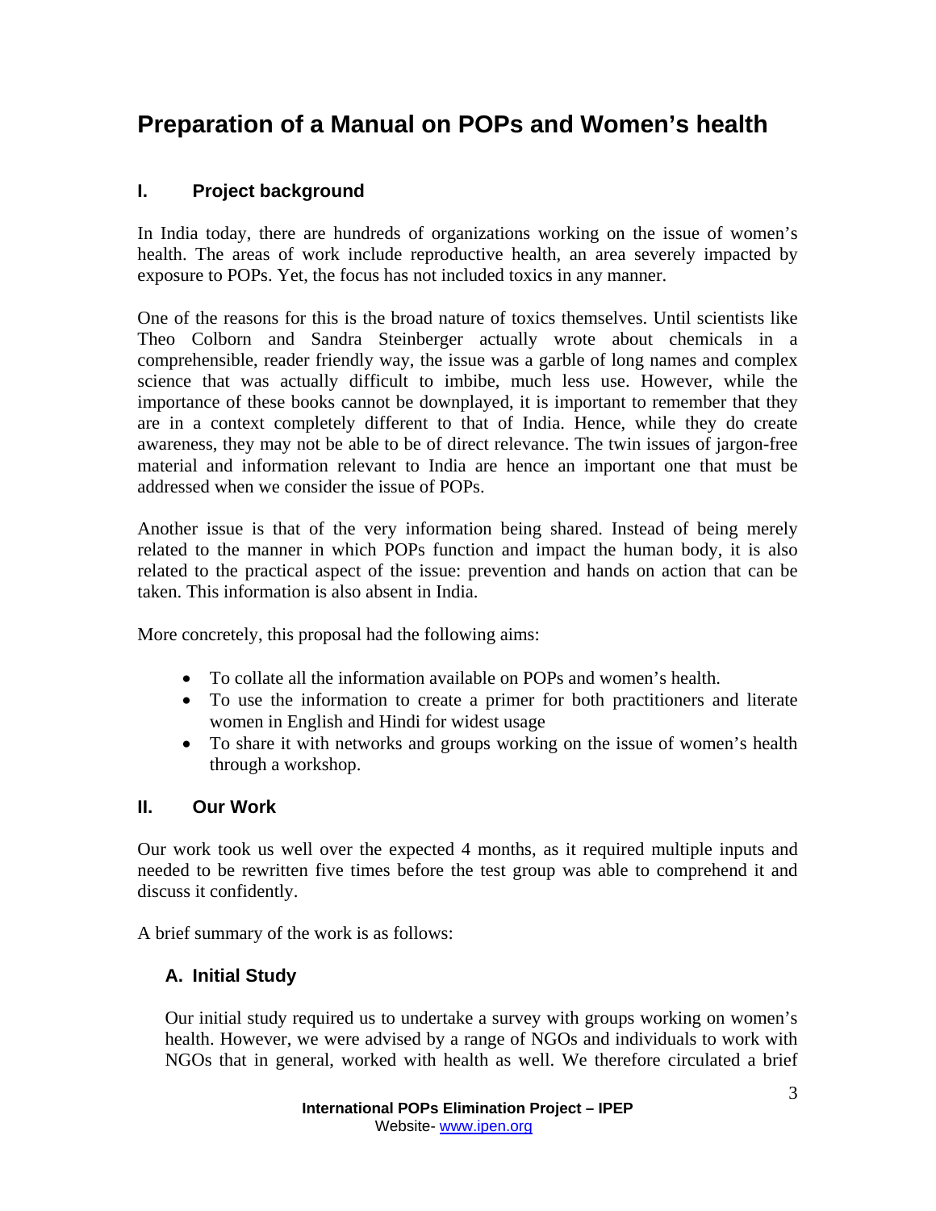# Preparation of a Manual on POPs and Women's health

## I. Project background

In India today, there are hundreds of organizations working on the issue of women's health. The areas of work include reproductive health, an area severely impacted by exposure to POPs. Yet, the focus has not included toxics in any manner.

One of the reasons for this is the broad nature of toxics themselves. Until scientists like Theo Colborn and Sandra Steinberger actually wrote about chemicals in a comprehensible, reader friendly way, the issue was a garble of long names and complex science that was actually difficult to imbibe, much less use. However, while the importance of these books cannot be downplayed, it is important to remember that they are in a context completely different to that of India. Hence, while they do create awareness, they may not be able to be of direct relevance. The twin issues of jargon-free material and information relevant to India are hence an important one that must be addressed when we consider the issue of POPs.

Another issue is that of the very information being shared. Instead of being merely related to the manner in which POPs function and impact the human body, it is also related to the practical aspect of the issue: prevention and hands on action that can be taken. This information is also absent in India.

More concretely, this proposal had the following aims:

- To collate all the information available on POPs and women's health.
- To use the information to create a primer for both practitioners and literate women in English and Hindi for widest usage
- To share it with networks and groups working on the issue of women's health through a workshop.

## II. Our Work

Our work took us well over the expected 4 months, as it required multiple inputs and needed to be rewritten five times before the test group was able to comprehend it and discuss it confidently.

A brief summary of the work is as follows:

### A. Initial Study

Our initial study required us to undertake a survey with groups working on women's health. However, we were advised by a range of NGOs and individuals to work with NGOs that in general, worked with health as well. We therefore circulated a brief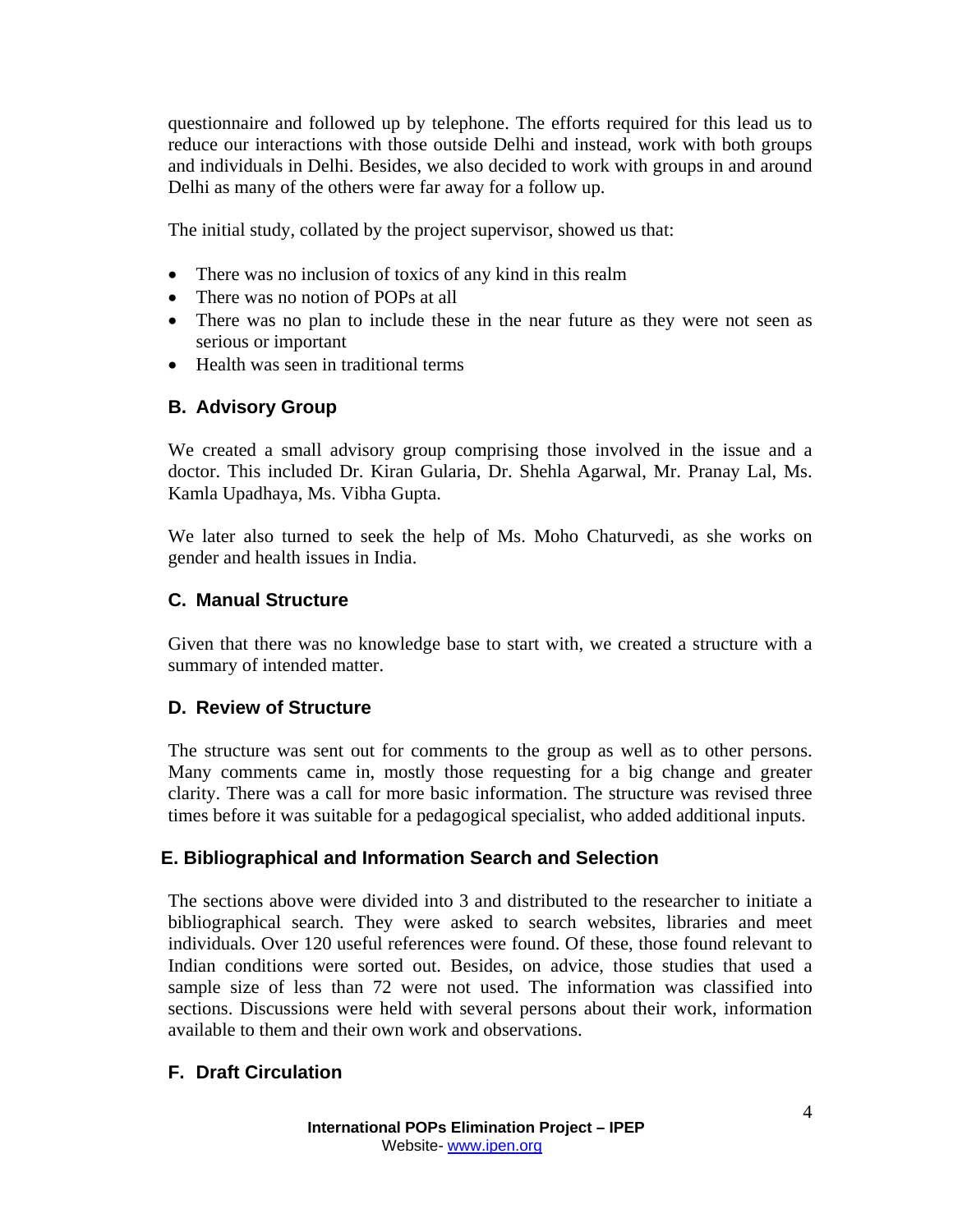questionnaire and followed up by telephone. The efforts required for this lead us to reduce our interactions with those outside Delhi and instead, work with both groups and individuals in Delhi. Besides, we also decided to work with groups in and around Delhi as many of the others were far away for a follow up.

The initial study, collated by the project supervisor, showed us that:

- There was no inclusion of toxics of any kind in this realm
- There was no notion of POPs at all
- There was no plan to include these in the near future as they were not seen as serious or important
- Health was seen in traditional terms

### B. Advisory Group

We created a small advisory group comprising those involved in the issue and a doctor. This included Dr. Kiran Gularia, Dr. Shehla Agarwal, Mr. Pranay Lal, Ms. Kamla Upadhaya, Ms. Vibha Gupta.

We later also turned to seek the help of Ms. Moho Chaturvedi, as she works on gender and health issues in India.

### C. Manual Structure

Given that there was no knowledge base to start with, we created a structure with a summary of intended matter.

### D. Review of Structure

The structure was sent out for comments to the group as well as to other persons. Many comments came in, mostly those requesting for a big change and greater clarity. There was a call for more basic information. The structure was revised three times before it was suitable for a pedagogical specialist, who added additional inputs.

### E. Bibliographical and Information Search and Selection

The sections above were divided into 3 and distributed to the researcher to initiate a bibliographical search. They were asked to search websites, libraries and meet individuals. Over 120 useful references were found. Of these, those found relevant to Indian conditions were sorted out. Besides, on advice, those studies that used a sample size of less than 72 were not used. The information was classified into sections. Discussions were held with several persons about their work, information available to them and their own work and observations.

### F. Draft Circulation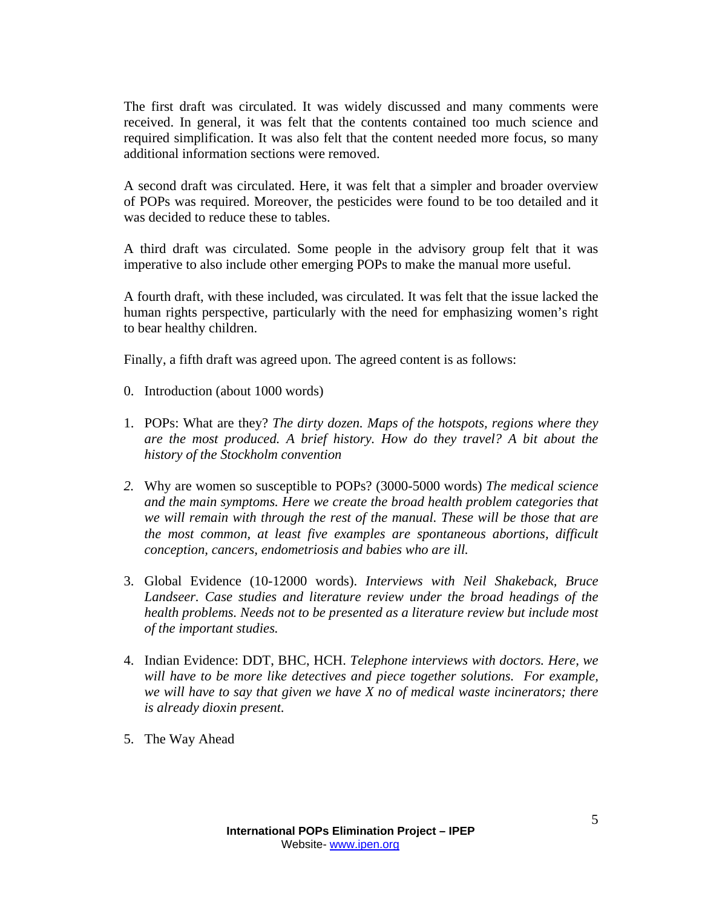The first draft was circulated. It was widely discussed and many comments were received. In general, it was felt that the contents contained too much science and required simplification. It was also felt that the content needed more focus, so many additional information sections were removed.

A second draft was circulated. Here, it was felt that a simpler and broader overview of POPs was required. Moreover, the pesticides were found to be too detailed and it was decided to reduce these to tables.

A third draft was circulated. Some people in the advisory group felt that it was imperative to also include other emerging POPs to make the manual more useful.

A fourth draft, with these included, was circulated. It was felt that the issue lacked the human rights perspective, particularly with the need for emphasizing women's right to bear healthy children.

Finally, a fifth draft was agreed upon. The agreed content is as follows:

0. Introduction (about 1000 words)

1. POPs: What are they? *The dirty dozen. Maps of the hotspots, regions where they are the most produced. A brief history. How do they travel? A bit about the history of the Stockholm convention*

2. Why are women so susceptible to POPs? (3000-5000 words) *The medical science and the main symptoms. Here we create the broad health problem categories that we will remain with through the rest of the manual. These will be those that are the most common, at least five examples are spontaneous abortions, difficult conception, cancers, endometriosis and babies who are ill.*

3. Global Evidence (10-12000 words). *Interviews with Neil Shakeback, Bruce Landseer. Case studies and literature review under the broad headings of the health problems. Needs not to be presented as a literature review but include most of the important studies.*

4. Indian Evidence: DDT, BHC, HCH. *Telephone interviews with doctors. Here, we will have to be more like detectives and piece together solutions. For example, we will have to say that given we have X no of medical waste incinerators; there is already dioxin present.*

5. The Way Ahead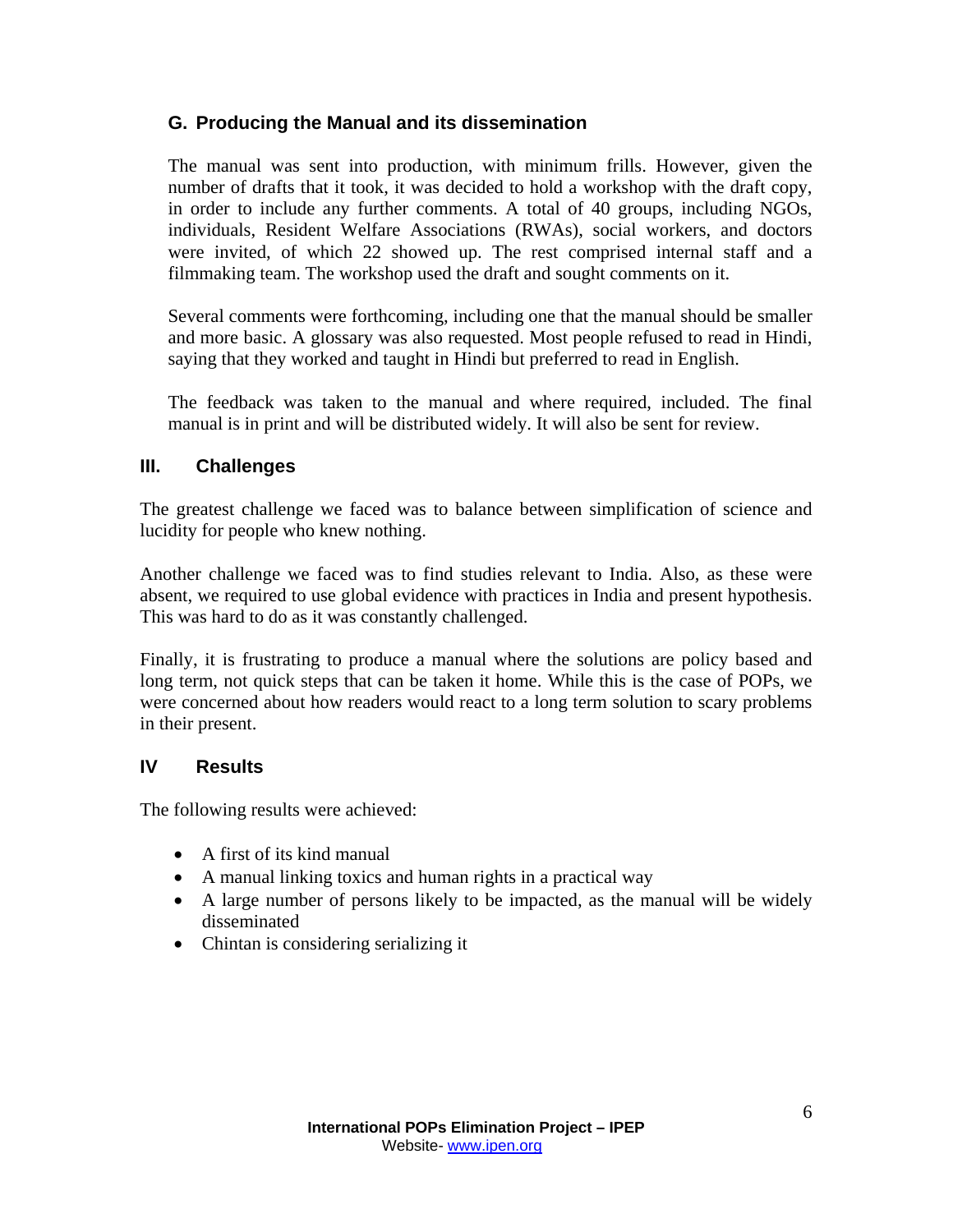### G. Producing the Manual and its dissemination

The manual was sent into production, with minimum frills. However, given the number of drafts that it took, it was decided to hold a workshop with the draft copy, in order to include any further comments. A total of 40 groups, including NGOs, individuals, Resident Welfare Associations (RWAs), social workers, and doctors were invited, of which 22 showed up. The rest comprised internal staff and a filmmaking team. The workshop used the draft and sought comments on it.

Several comments were forthcoming, including one that the manual should be smaller and more basic. A glossary was also requested. Most people refused to read in Hindi, saying that they worked and taught in Hindi but preferred to read in English.

The feedback was taken to the manual and where required, included. The final manual is in print and will be distributed widely. It will also be sent for review.

## III. Challenges

The greatest challenge we faced was to balance between simplification of science and lucidity for people who knew nothing.

Another challenge we faced was to find studies relevant to India. Also, as these were absent, we required to use global evidence with practices in India and present hypothesis. This was hard to do as it was constantly challenged.

Finally, it is frustrating to produce a manual where the solutions are policy based and long term, not quick steps that can be taken it home. While this is the case of POPs, we were concerned about how readers would react to a long term solution to scary problems in their present.

## IV Results

The following results were achieved:

- A first of its kind manual
- A manual linking toxics and human rights in a practical way
- A large number of persons likely to be impacted, as the manual will be widely disseminated
- Chintan is considering serializing it